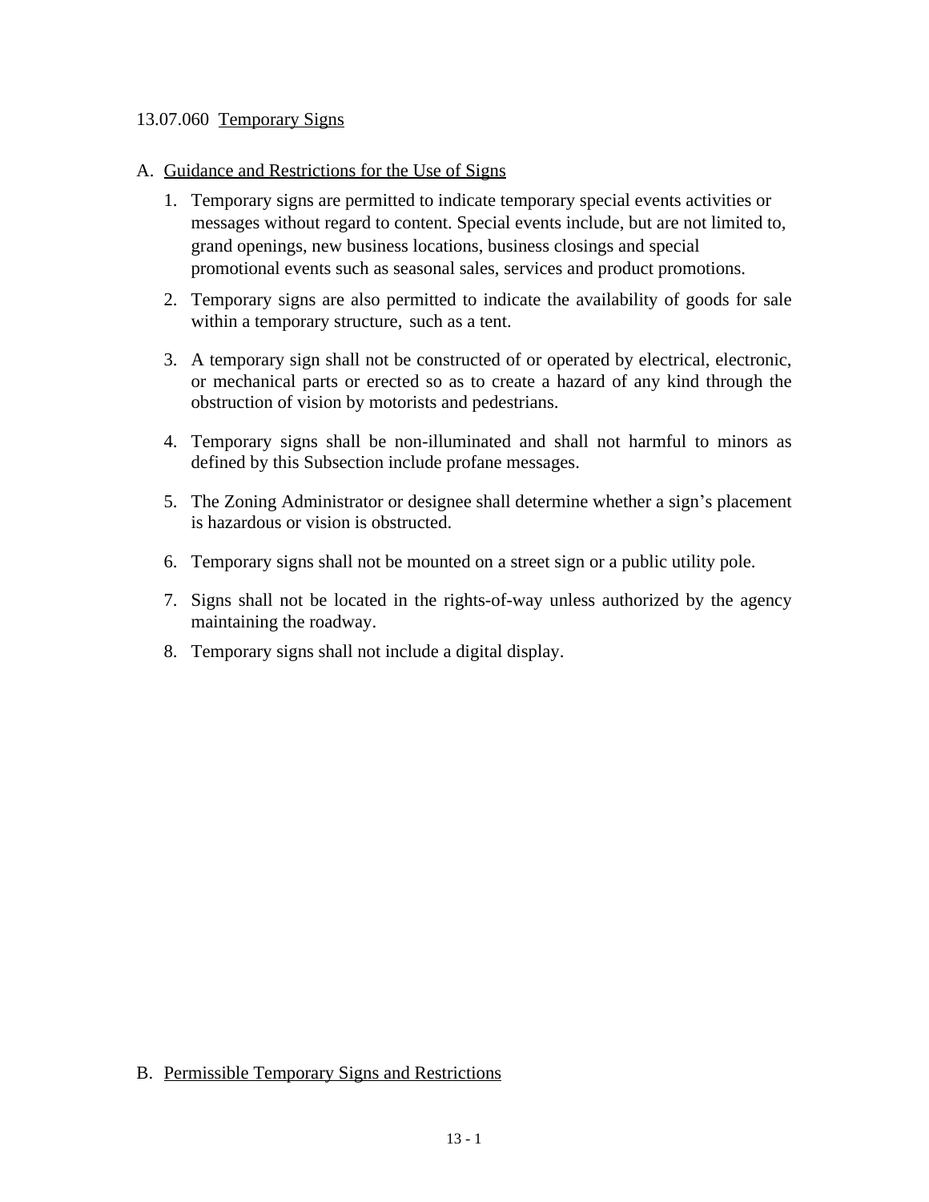13.07.060 Temporary Signs

A. Guidance and Restrictions for the Use of Signs

1. Temporary signs are permitted to indicate temporary special events activities or messages without regard to content. Special events include, but are not limited to, grand openings, new business locations, business closings and special promotional events such as seasonal sales, services and product promotions.
2. Temporary signs are also permitted to indicate the availability of goods for sale within a temporary structure, such as a tent.
3. A temporary sign shall not be constructed of or operated by electrical, electronic, or mechanical parts or erected so as to create a hazard of any kind through the obstruction of vision by motorists and pedestrians.
4. Temporary signs shall be non-illuminated and shall not harmful to minors as defined by this Subsection include profane messages.
5. The Zoning Administrator or designee shall determine whether a sign's placement is hazardous or vision is obstructed.
6. Temporary signs shall not be mounted on a street sign or a public utility pole.
7. Signs shall not be located in the rights-of-way unless authorized by the agency maintaining the roadway.
8. Temporary signs shall not include a digital display.

B. Permissible Temporary Signs and Restrictions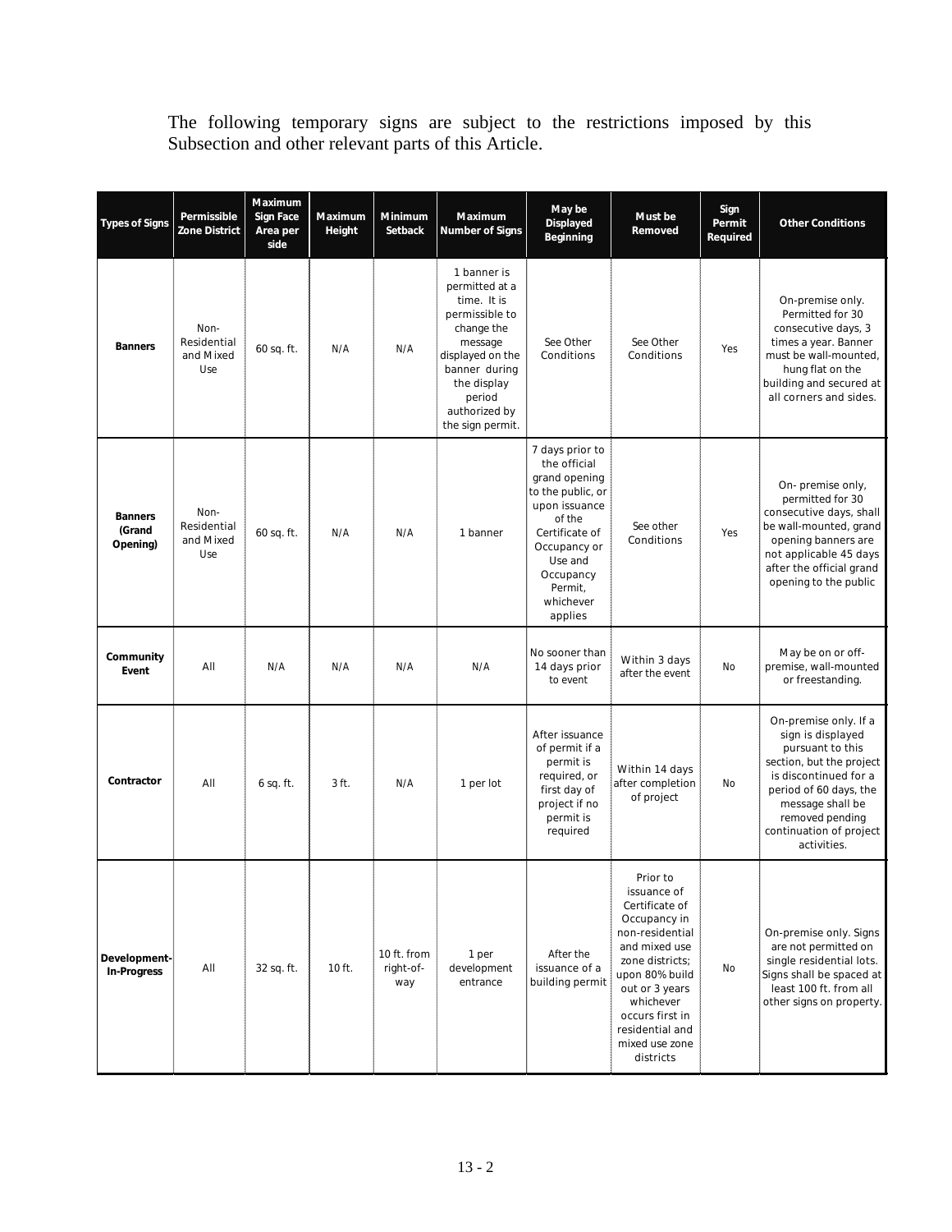The following temporary signs are subject to the restrictions imposed by this Subsection and other relevant parts of this Article.

| Types of Signs | Permissible Zone District | Maximum Sign Face Area per side | Maximum Height | Minimum Setback | Maximum Number of Signs | May be Displayed Beginning | Must be Removed | Sign Permit Required | Other Conditions |
|---|---|---|---|---|---|---|---|---|---|
| **Banners** | Non-Residential and Mixed Use | 60 sq. ft. | N/A | N/A | 1 banner is permitted at a time. It is permissible to change the message displayed on the banner during the display period authorized by the sign permit. | See Other Conditions | See Other Conditions | Yes | On-premise only. Permitted for 30 consecutive days, 3 times a year. Banner must be wall-mounted, hung flat on the building and secured at all corners and sides. |
| **Banners (Grand Opening)** | Non-Residential and Mixed Use | 60 sq. ft. | N/A | N/A | 1 banner | 7 days prior to the official grand opening to the public, or upon issuance of the Certificate of Occupancy or Use and Occupancy Permit, whichever applies | See other Conditions | Yes | On- premise only, permitted for 30 consecutive days, shall be wall-mounted, grand opening banners are not applicable 45 days after the official grand opening to the public |
| **Community Event** | All | N/A | N/A | N/A | N/A | No sooner than 14 days prior to event | Within 3 days after the event | No | May be on or off-premise, wall-mounted or freestanding. |
| **Contractor** | All | 6 sq. ft. | 3 ft. | N/A | 1 per lot | After issuance of permit if a permit is required, or first day of project if no permit is required | Within 14 days after completion of project | No | On-premise only. If a sign is displayed pursuant to this section, but the project is discontinued for a period of 60 days, the message shall be removed pending continuation of project activities. |
| **Development-In-Progress** | All | 32 sq. ft. | 10 ft. | 10 ft. from right-of-way | 1 per development entrance | After the issuance of a building permit | Prior to issuance of Certificate of Occupancy in non-residential and mixed use zone districts; upon 80% build out or 3 years whichever occurs first in residential and mixed use zone districts | No | On-premise only. Signs are not permitted on single residential lots. Signs shall be spaced at least 100 ft. from all other signs on property. |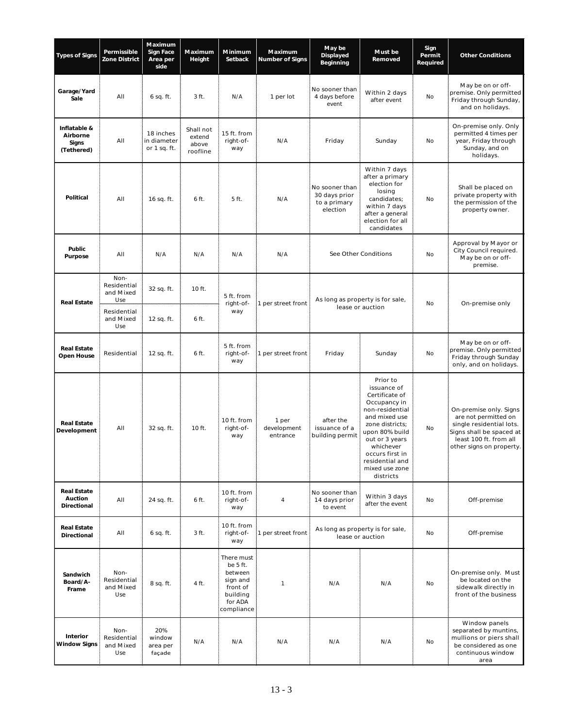| Types of Signs | Permissible Zone District | Maximum Sign Face Area per side | Maximum Height | Minimum Setback | Maximum Number of Signs | May be Displayed Beginning | Must be Removed | Sign Permit Required | Other Conditions |
|---|---|---|---|---|---|---|---|---|---|
| Garage/Yard Sale | All | 6 sq. ft. | 3 ft. | N/A | 1 per lot | No sooner than 4 days before event | Within 2 days after event | No | May be on or off-premise. Only permitted Friday through Sunday, and on holidays. |
| Inflatable & Airborne Signs (Tethered) | All | 18 inches in diameter or 1 sq. ft. | Shall not extend above roofline | 15 ft. from right-of-way | N/A | Friday | Sunday | No | On-premise only. Only permitted 4 times per year, Friday through Sunday, and on holidays. |
| Political | All | 16 sq. ft. | 6 ft. | 5 ft. | N/A | No sooner than 30 days prior to a primary election | Within 7 days after a primary election for losing candidates; within 7 days after a general election for all candidates | No | Shall be placed on private property with the permission of the property owner. |
| Public Purpose | All | N/A | N/A | N/A | N/A | See Other Conditions | | No | Approval by Mayor or City Council required. May be on or off-premise. |
| Real Estate | Non-Residential and Mixed Use | 32 sq. ft. | 10 ft. | 5 ft. from right-of-way | 1 per street front | As long as property is for sale, lease or auction | | No | On-premise only |
| | Residential and Mixed Use | 12 sq. ft. | 6 ft. | | | | | | |
| Real Estate Open House | Residential | 12 sq. ft. | 6 ft. | 5 ft. from right-of-way | 1 per street front | Friday | Sunday | No | May be on or off-premise. Only permitted Friday through Sunday only, and on holidays. |
| Real Estate Development | All | 32 sq. ft. | 10 ft. | 10 ft. from right-of-way | 1 per development entrance | after the issuance of a building permit | Prior to issuance of Certificate of Occupancy in non-residential and mixed use zone districts; upon 80% build out or 3 years whichever occurs first in residential and mixed use zone districts | No | On-premise only. Signs are not permitted on single residential lots. Signs shall be spaced at least 100 ft. from all other signs on property. |
| Real Estate Auction Directional | All | 24 sq. ft. | 6 ft. | 10 ft. from right-of-way | 4 | No sooner than 14 days prior to event | Within 3 days after the event | No | Off-premise |
| Real Estate Directional | All | 6 sq. ft. | 3 ft. | 10 ft. from right-of-way | 1 per street front | As long as property is for sale, lease or auction | | No | Off-premise |
| Sandwich Board/A-Frame | Non-Residential and Mixed Use | 8 sq. ft. | 4 ft. | There must be 5 ft. between sign and front of building for ADA compliance | 1 | N/A | N/A | No | On-premise only. Must be located on the sidewalk directly in front of the business |
| Interior Window Signs | Non-Residential and Mixed Use | 20% window area per façade | N/A | N/A | N/A | N/A | N/A | No | Window panels separated by muntins, mullions or piers shall be considered as one continuous window area |